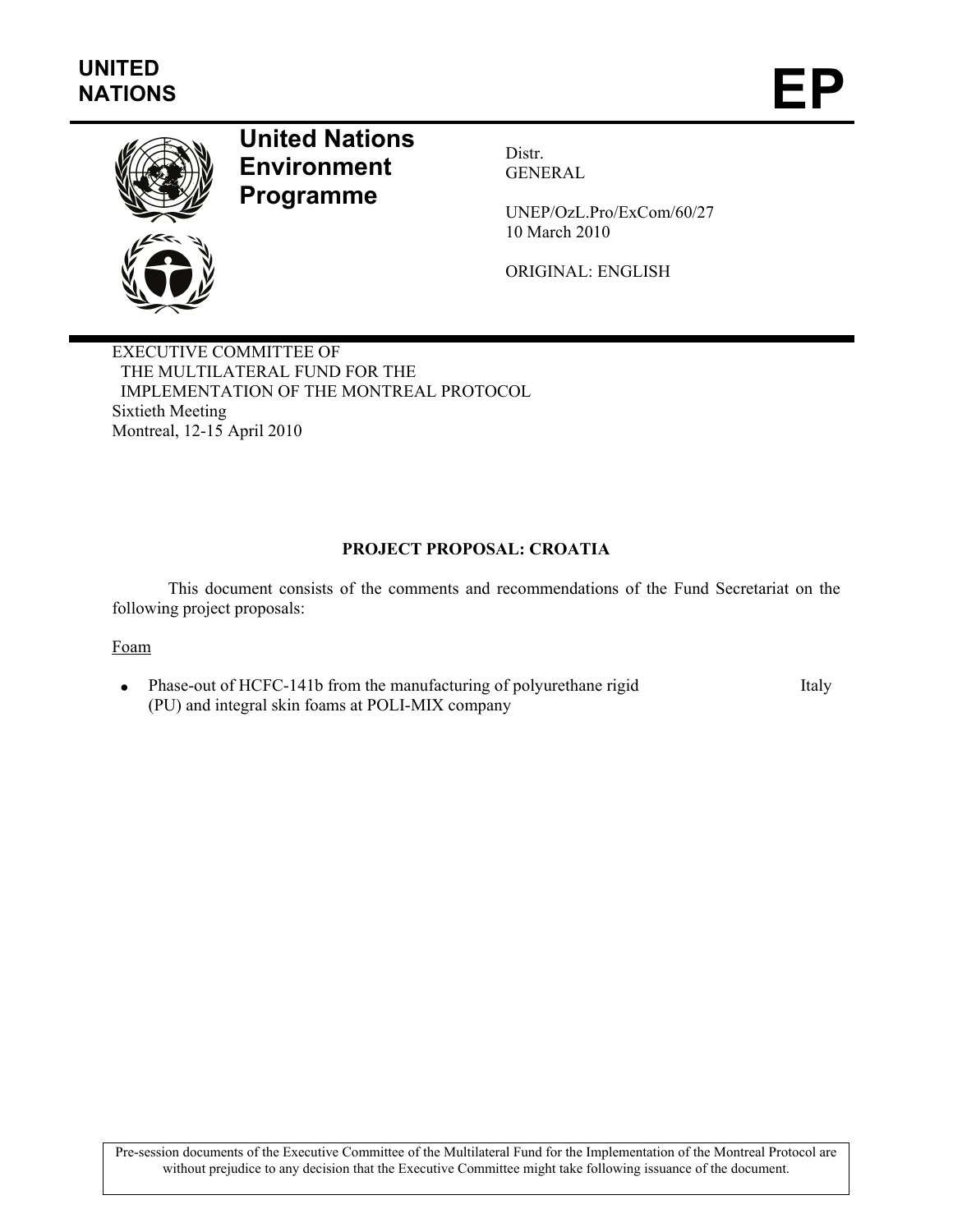**UNITED NATIONS** **EP**

# United Nations Environment Programme

Distr.
GENERAL

UNEP/OzL.Pro/ExCom/60/27
10 March 2010

ORIGINAL: ENGLISH

EXECUTIVE COMMITTEE OF
THE MULTILATERAL FUND FOR THE
IMPLEMENTATION OF THE MONTREAL PROTOCOL
Sixtieth Meeting
Montreal, 12-15 April 2010

## PROJECT PROPOSAL: CROATIA

This document consists of the comments and recommendations of the Fund Secretariat on the following project proposals:

Foam

- Phase-out of HCFC-141b from the manufacturing of polyurethane rigid (PU) and integral skin foams at POLI-MIX company — Italy

Pre-session documents of the Executive Committee of the Multilateral Fund for the Implementation of the Montreal Protocol are without prejudice to any decision that the Executive Committee might take following issuance of the document.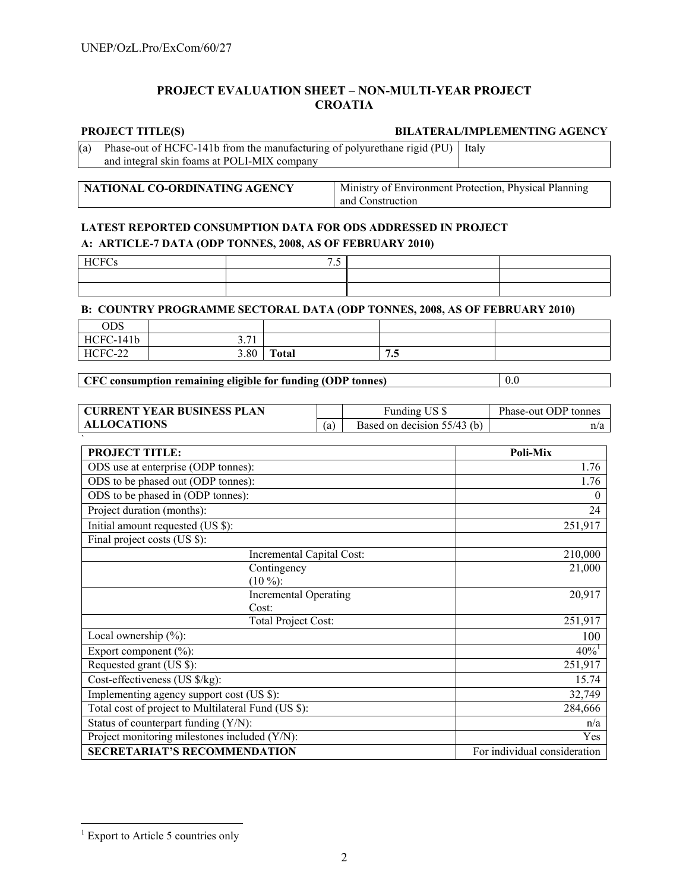## PROJECT EVALUATION SHEET – NON-MULTI-YEAR PROJECT
## CROATIA

| PROJECT TITLE(S) | BILATERAL/IMPLEMENTING AGENCY |
|---|---|
| (a) Phase-out of HCFC-141b from the manufacturing of polyurethane rigid (PU) and integral skin foams at POLI-MIX company | Italy |

| NATIONAL CO-ORDINATING AGENCY | Ministry of Environment Protection, Physical Planning and Construction |
|---|---|

### LATEST REPORTED CONSUMPTION DATA FOR ODS ADDRESSED IN PROJECT

**A: ARTICLE-7 DATA (ODP TONNES, 2008, AS OF FEBRUARY 2010)**

| HCFCs | 7.5 | | |
|---|---|---|---|
| | | | |
| | | | |

**B: COUNTRY PROGRAMME SECTORAL DATA (ODP TONNES, 2008, AS OF FEBRUARY 2010)**

| ODS | | | | |
|---|---|---|---|---|
| HCFC-141b | 3.71 | | | |
| HCFC-22 | 3.80 | **Total** | **7.5** | |

| **CFC consumption remaining eligible for funding (ODP tonnes)** | 0.0 |
|---|---|

| **CURRENT YEAR BUSINESS PLAN ALLOCATIONS** | | Funding US $ | Phase-out ODP tonnes |
|---|---|---|---|
| | (a) | Based on decision 55/43 (b) | n/a |

| **PROJECT TITLE:** | | **Poli-Mix** |
|---|---|---|
| ODS use at enterprise (ODP tonnes): | | 1.76 |
| ODS to be phased out (ODP tonnes): | | 1.76 |
| ODS to be phased in (ODP tonnes): | | 0 |
| Project duration (months): | | 24 |
| Initial amount requested (US $): | | 251,917 |
| Final project costs (US $): | | |
| | Incremental Capital Cost: | 210,000 |
| | Contingency (10 %): | 21,000 |
| | Incremental Operating Cost: | 20,917 |
| | Total Project Cost: | 251,917 |
| Local ownership (%): | | 100 |
| Export component (%): | | 40%[1] |
| Requested grant (US $): | | 251,917 |
| Cost-effectiveness (US $/kg): | | 15.74 |
| Implementing agency support cost (US $): | | 32,749 |
| Total cost of project to Multilateral Fund (US $): | | 284,666 |
| Status of counterpart funding (Y/N): | | n/a |
| Project monitoring milestones included (Y/N): | | Yes |
| **SECRETARIAT'S RECOMMENDATION** | | For individual consideration |

[1] Export to Article 5 countries only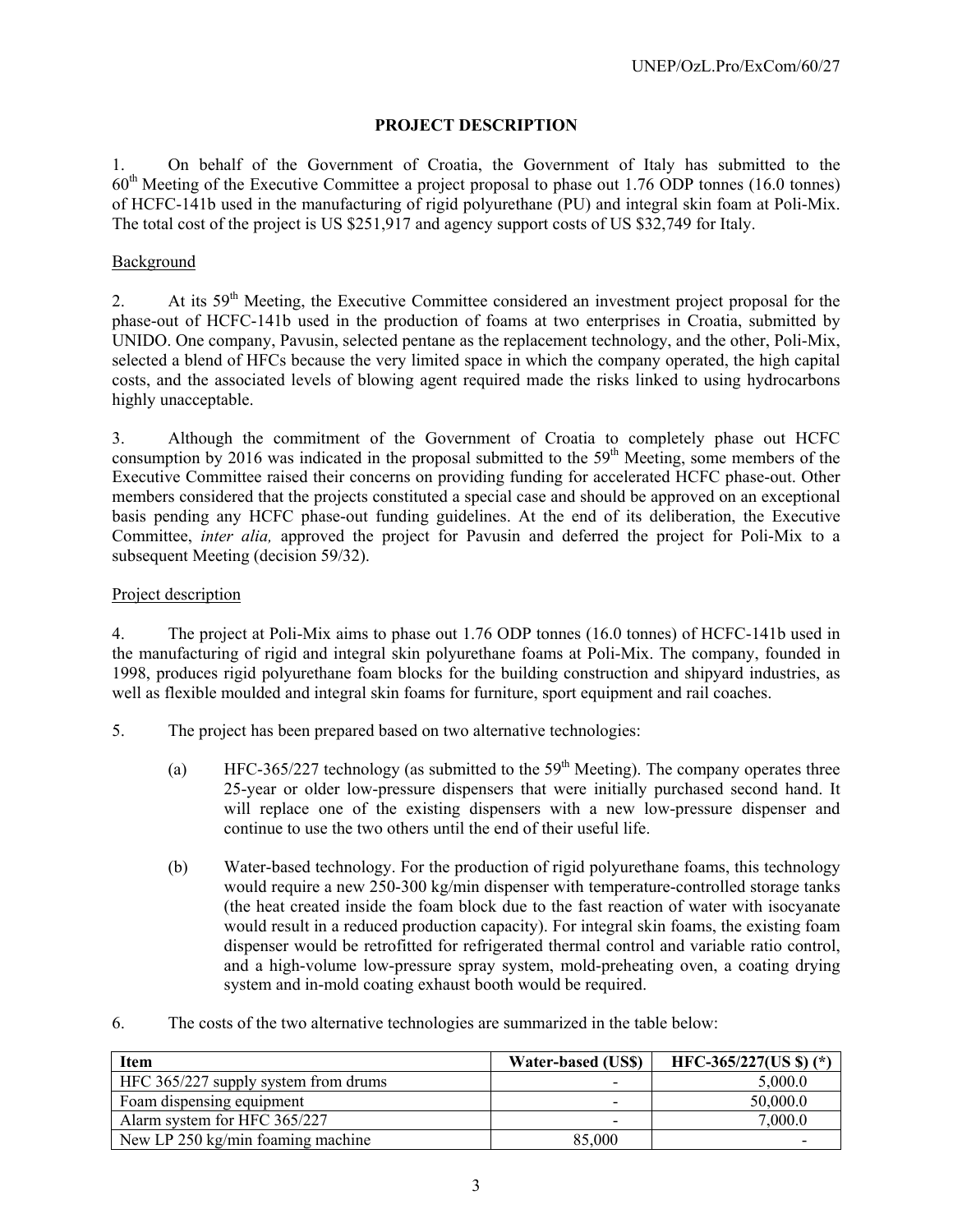## PROJECT DESCRIPTION

1. On behalf of the Government of Croatia, the Government of Italy has submitted to the 60th Meeting of the Executive Committee a project proposal to phase out 1.76 ODP tonnes (16.0 tonnes) of HCFC-141b used in the manufacturing of rigid polyurethane (PU) and integral skin foam at Poli-Mix. The total cost of the project is US $251,917 and agency support costs of US $32,749 for Italy.

### Background

2. At its 59th Meeting, the Executive Committee considered an investment project proposal for the phase-out of HCFC-141b used in the production of foams at two enterprises in Croatia, submitted by UNIDO. One company, Pavusin, selected pentane as the replacement technology, and the other, Poli-Mix, selected a blend of HFCs because the very limited space in which the company operated, the high capital costs, and the associated levels of blowing agent required made the risks linked to using hydrocarbons highly unacceptable.

3. Although the commitment of the Government of Croatia to completely phase out HCFC consumption by 2016 was indicated in the proposal submitted to the 59th Meeting, some members of the Executive Committee raised their concerns on providing funding for accelerated HCFC phase-out. Other members considered that the projects constituted a special case and should be approved on an exceptional basis pending any HCFC phase-out funding guidelines. At the end of its deliberation, the Executive Committee, *inter alia,* approved the project for Pavusin and deferred the project for Poli-Mix to a subsequent Meeting (decision 59/32).

### Project description

4. The project at Poli-Mix aims to phase out 1.76 ODP tonnes (16.0 tonnes) of HCFC-141b used in the manufacturing of rigid and integral skin polyurethane foams at Poli-Mix. The company, founded in 1998, produces rigid polyurethane foam blocks for the building construction and shipyard industries, as well as flexible moulded and integral skin foams for furniture, sport equipment and rail coaches.

5. The project has been prepared based on two alternative technologies:

   (a) HFC-365/227 technology (as submitted to the 59th Meeting). The company operates three 25-year or older low-pressure dispensers that were initially purchased second hand. It will replace one of the existing dispensers with a new low-pressure dispenser and continue to use the two others until the end of their useful life.

   (b) Water-based technology. For the production of rigid polyurethane foams, this technology would require a new 250-300 kg/min dispenser with temperature-controlled storage tanks (the heat created inside the foam block due to the fast reaction of water with isocyanate would result in a reduced production capacity). For integral skin foams, the existing foam dispenser would be retrofitted for refrigerated thermal control and variable ratio control, and a high-volume low-pressure spray system, mold-preheating oven, a coating drying system and in-mold coating exhaust booth would be required.

6. The costs of the two alternative technologies are summarized in the table below:

| Item | Water-based (US$) | HFC-365/227(US $) (*) |
|---|---|---|
| HFC 365/227 supply system from drums | - | 5,000.0 |
| Foam dispensing equipment | - | 50,000.0 |
| Alarm system for HFC 365/227 | - | 7,000.0 |
| New LP 250 kg/min foaming machine | 85,000 | - |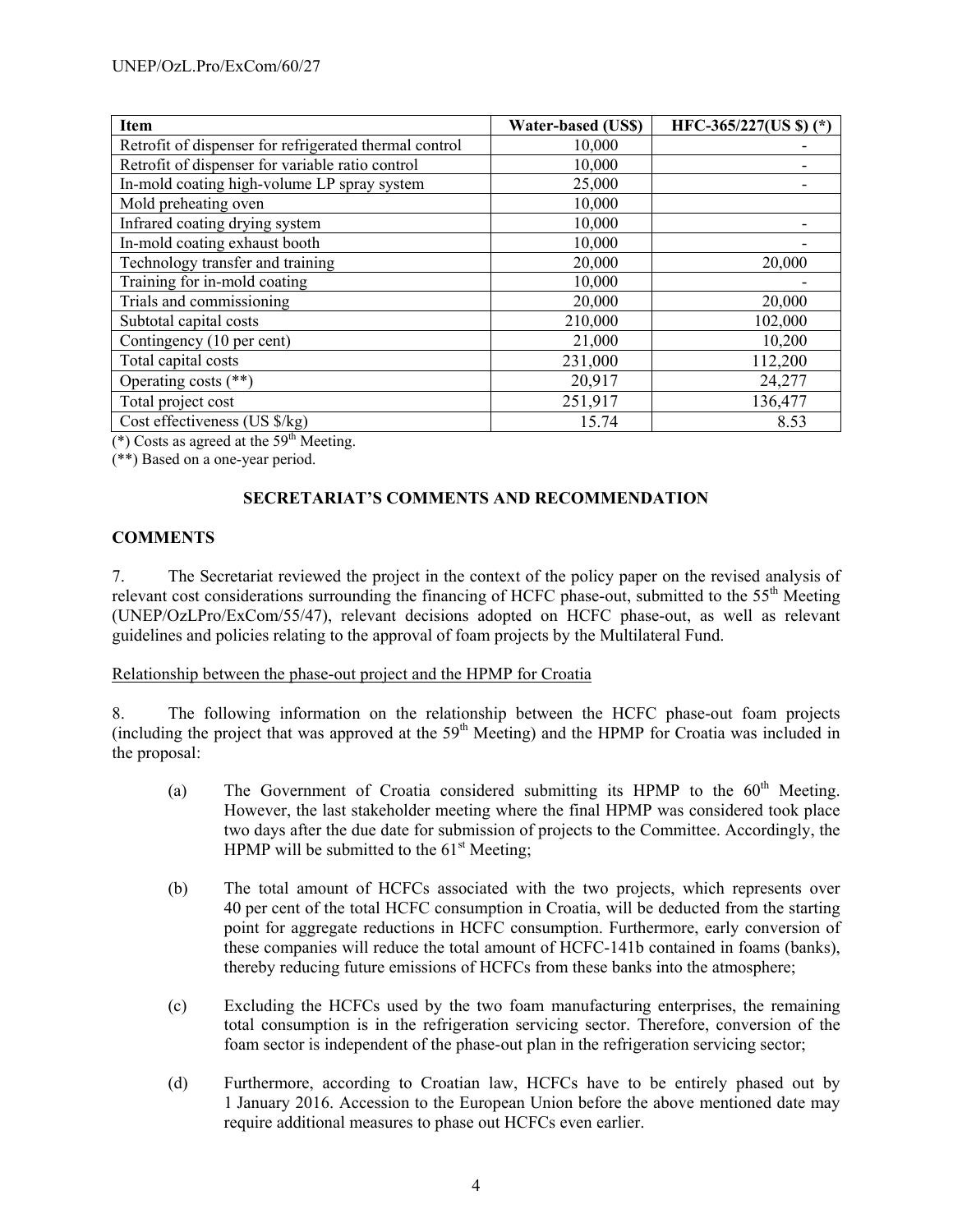| Item | Water-based (US$) | HFC-365/227(US $) (*) |
|---|---|---|
| Retrofit of dispenser for refrigerated thermal control | 10,000 | - |
| Retrofit of dispenser for variable ratio control | 10,000 | - |
| In-mold coating high-volume LP spray system | 25,000 | - |
| Mold preheating oven | 10,000 | |
| Infrared coating drying system | 10,000 | - |
| In-mold coating exhaust booth | 10,000 | - |
| Technology transfer and training | 20,000 | 20,000 |
| Training for in-mold coating | 10,000 | - |
| Trials and commissioning | 20,000 | 20,000 |
| Subtotal capital costs | 210,000 | 102,000 |
| Contingency (10 per cent) | 21,000 | 10,200 |
| Total capital costs | 231,000 | 112,200 |
| Operating costs (**) | 20,917 | 24,277 |
| Total project cost | 251,917 | 136,477 |
| Cost effectiveness (US $/kg) | 15.74 | 8.53 |

(*) Costs as agreed at the 59th Meeting.

(**) Based on a one-year period.

## SECRETARIAT'S COMMENTS AND RECOMMENDATION

### COMMENTS

7. The Secretariat reviewed the project in the context of the policy paper on the revised analysis of relevant cost considerations surrounding the financing of HCFC phase-out, submitted to the 55th Meeting (UNEP/OzLPro/ExCom/55/47), relevant decisions adopted on HCFC phase-out, as well as relevant guidelines and policies relating to the approval of foam projects by the Multilateral Fund.

Relationship between the phase-out project and the HPMP for Croatia

8. The following information on the relationship between the HCFC phase-out foam projects (including the project that was approved at the 59th Meeting) and the HPMP for Croatia was included in the proposal:

(a) The Government of Croatia considered submitting its HPMP to the 60th Meeting. However, the last stakeholder meeting where the final HPMP was considered took place two days after the due date for submission of projects to the Committee. Accordingly, the HPMP will be submitted to the 61st Meeting;

(b) The total amount of HCFCs associated with the two projects, which represents over 40 per cent of the total HCFC consumption in Croatia, will be deducted from the starting point for aggregate reductions in HCFC consumption. Furthermore, early conversion of these companies will reduce the total amount of HCFC-141b contained in foams (banks), thereby reducing future emissions of HCFCs from these banks into the atmosphere;

(c) Excluding the HCFCs used by the two foam manufacturing enterprises, the remaining total consumption is in the refrigeration servicing sector. Therefore, conversion of the foam sector is independent of the phase-out plan in the refrigeration servicing sector;

(d) Furthermore, according to Croatian law, HCFCs have to be entirely phased out by 1 January 2016. Accession to the European Union before the above mentioned date may require additional measures to phase out HCFCs even earlier.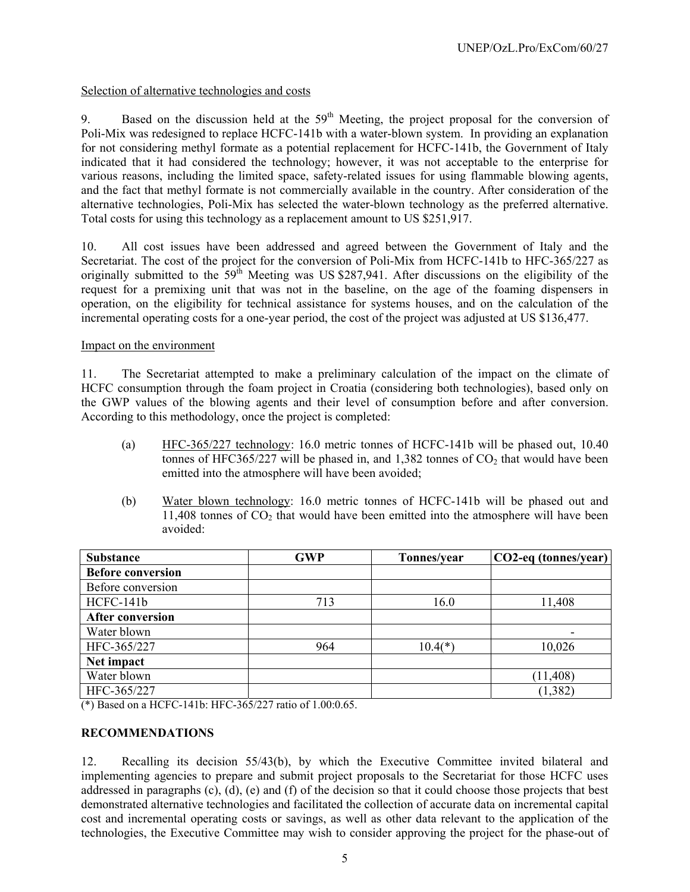Selection of alternative technologies and costs

9. Based on the discussion held at the 59th Meeting, the project proposal for the conversion of Poli-Mix was redesigned to replace HCFC-141b with a water-blown system. In providing an explanation for not considering methyl formate as a potential replacement for HCFC-141b, the Government of Italy indicated that it had considered the technology; however, it was not acceptable to the enterprise for various reasons, including the limited space, safety-related issues for using flammable blowing agents, and the fact that methyl formate is not commercially available in the country. After consideration of the alternative technologies, Poli-Mix has selected the water-blown technology as the preferred alternative. Total costs for using this technology as a replacement amount to US $251,917.

10. All cost issues have been addressed and agreed between the Government of Italy and the Secretariat. The cost of the project for the conversion of Poli-Mix from HCFC-141b to HFC-365/227 as originally submitted to the 59th Meeting was US $287,941. After discussions on the eligibility of the request for a premixing unit that was not in the baseline, on the age of the foaming dispensers in operation, on the eligibility for technical assistance for systems houses, and on the calculation of the incremental operating costs for a one-year period, the cost of the project was adjusted at US $136,477.

Impact on the environment

11. The Secretariat attempted to make a preliminary calculation of the impact on the climate of HCFC consumption through the foam project in Croatia (considering both technologies), based only on the GWP values of the blowing agents and their level of consumption before and after conversion. According to this methodology, once the project is completed:

(a) HFC-365/227 technology: 16.0 metric tonnes of HCFC-141b will be phased out, 10.40 tonnes of HFC365/227 will be phased in, and 1,382 tonnes of $CO_2$ that would have been emitted into the atmosphere will have been avoided;

(b) Water blown technology: 16.0 metric tonnes of HCFC-141b will be phased out and 11,408 tonnes of $CO_2$ that would have been emitted into the atmosphere will have been avoided:

| Substance | GWP | Tonnes/year | CO2-eq (tonnes/year) |
|---|---|---|---|
| **Before conversion** | | | |
| Before conversion | | | |
| HCFC-141b | 713 | 16.0 | 11,408 |
| **After conversion** | | | |
| Water blown | | | - |
| HFC-365/227 | 964 | 10.4(*) | 10,026 |
| **Net impact** | | | |
| Water blown | | | (11,408) |
| HFC-365/227 | | | (1,382) |

(*) Based on a HCFC-141b: HFC-365/227 ratio of 1.00:0.65.

## RECOMMENDATIONS

12. Recalling its decision 55/43(b), by which the Executive Committee invited bilateral and implementing agencies to prepare and submit project proposals to the Secretariat for those HCFC uses addressed in paragraphs (c), (d), (e) and (f) of the decision so that it could choose those projects that best demonstrated alternative technologies and facilitated the collection of accurate data on incremental capital cost and incremental operating costs or savings, as well as other data relevant to the application of the technologies, the Executive Committee may wish to consider approving the project for the phase-out of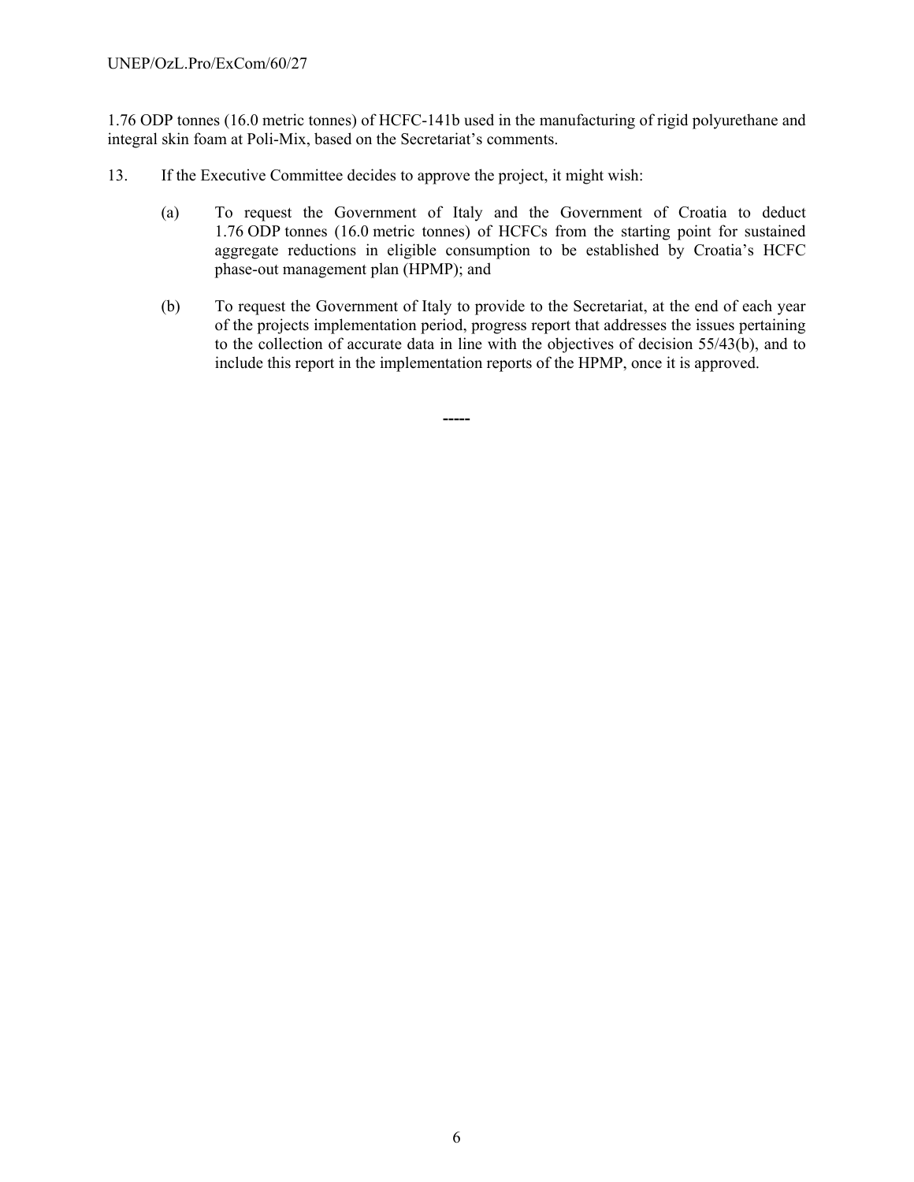1.76 ODP tonnes (16.0 metric tonnes) of HCFC-141b used in the manufacturing of rigid polyurethane and integral skin foam at Poli-Mix, based on the Secretariat's comments.

13. If the Executive Committee decides to approve the project, it might wish:

(a) To request the Government of Italy and the Government of Croatia to deduct 1.76 ODP tonnes (16.0 metric tonnes) of HCFCs from the starting point for sustained aggregate reductions in eligible consumption to be established by Croatia's HCFC phase-out management plan (HPMP); and

(b) To request the Government of Italy to provide to the Secretariat, at the end of each year of the projects implementation period, progress report that addresses the issues pertaining to the collection of accurate data in line with the objectives of decision 55/43(b), and to include this report in the implementation reports of the HPMP, once it is approved.

-----